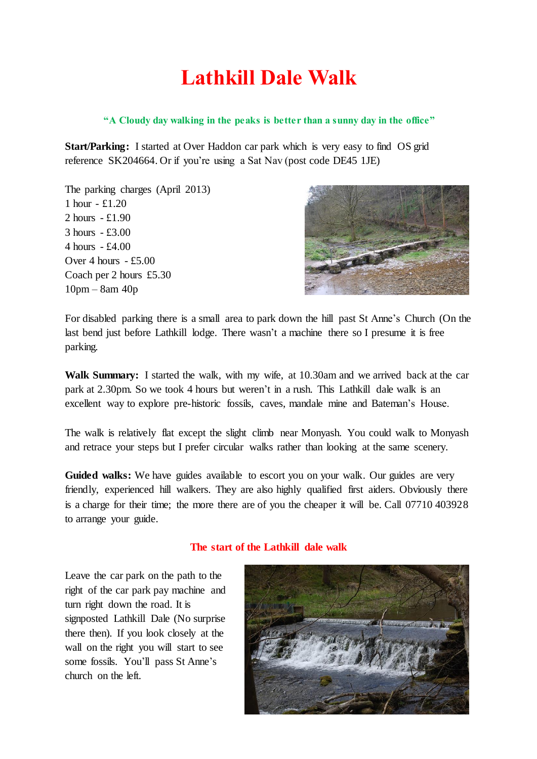# Lathkill Dale Walk

**"A Cloudy day walking in the peaks is better than a sunny day in the office"**

**Start/Parking:** I started at Over Haddon car park which is very easy to find OS grid reference SK204664. Or if you're using a Sat Nav (post code DE45 1JE)

The parking charges (April 2013)
1 hour - £1.20
2 hours - £1.90
3 hours - £3.00
4 hours - £4.00
Over 4 hours - £5.00
Coach per 2 hours £5.30
10pm – 8am 40p

For disabled parking there is a small area to park down the hill past St Anne's Church (On the last bend just before Lathkill lodge. There wasn't a machine there so I presume it is free parking.

**Walk Summary:** I started the walk, with my wife, at 10.30am and we arrived back at the car park at 2.30pm. So we took 4 hours but weren't in a rush. This Lathkill dale walk is an excellent way to explore pre-historic fossils, caves, mandale mine and Bateman's House.

The walk is relatively flat except the slight climb near Monyash. You could walk to Monyash and retrace your steps but I prefer circular walks rather than looking at the same scenery.

**Guided walks:** We have guides available to escort you on your walk. Our guides are very friendly, experienced hill walkers. They are also highly qualified first aiders. Obviously there is a charge for their time; the more there are of you the cheaper it will be. Call 07710 403928 to arrange your guide.

## The start of the Lathkill dale walk

Leave the car park on the path to the right of the car park pay machine and turn right down the road. It is signposted Lathkill Dale (No surprise there then). If you look closely at the wall on the right you will start to see some fossils. You'll pass St Anne's church on the left.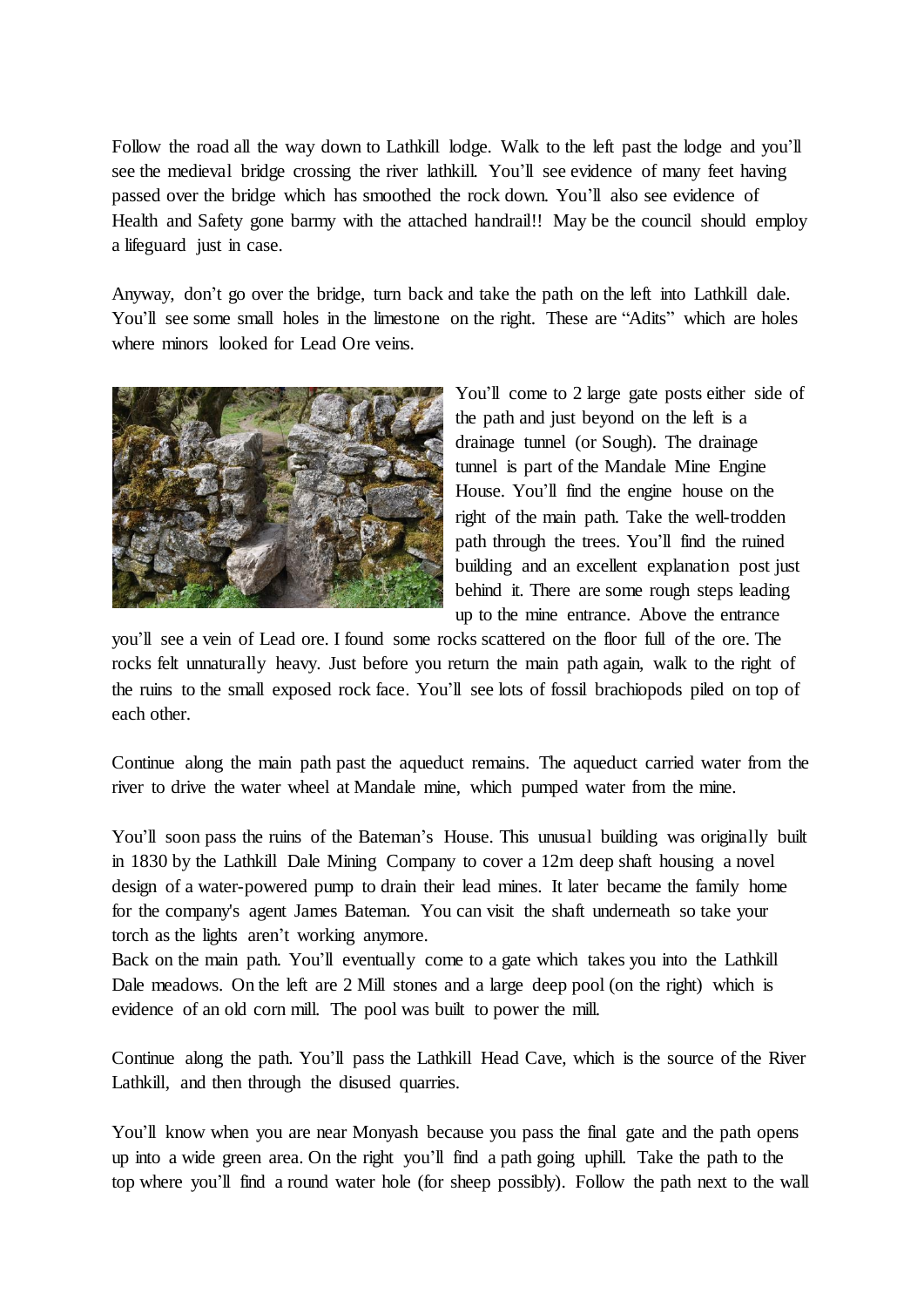Follow the road all the way down to Lathkill lodge. Walk to the left past the lodge and you'll see the medieval bridge crossing the river lathkill. You'll see evidence of many feet having passed over the bridge which has smoothed the rock down. You'll also see evidence of Health and Safety gone barmy with the attached handrail!! May be the council should employ a lifeguard just in case.

Anyway, don't go over the bridge, turn back and take the path on the left into Lathkill dale. You'll see some small holes in the limestone on the right. These are "Adits" which are holes where minors looked for Lead Ore veins.

You'll come to 2 large gate posts either side of the path and just beyond on the left is a drainage tunnel (or Sough). The drainage tunnel is part of the Mandale Mine Engine House. You'll find the engine house on the right of the main path. Take the well-trodden path through the trees. You'll find the ruined building and an excellent explanation post just behind it. There are some rough steps leading up to the mine entrance. Above the entrance you'll see a vein of Lead ore. I found some rocks scattered on the floor full of the ore. The rocks felt unnaturally heavy. Just before you return the main path again, walk to the right of the ruins to the small exposed rock face. You'll see lots of fossil brachiopods piled on top of each other.

Continue along the main path past the aqueduct remains. The aqueduct carried water from the river to drive the water wheel at Mandale mine, which pumped water from the mine.

You'll soon pass the ruins of the Bateman's House. This unusual building was originally built in 1830 by the Lathkill Dale Mining Company to cover a 12m deep shaft housing a novel design of a water-powered pump to drain their lead mines. It later became the family home for the company's agent James Bateman. You can visit the shaft underneath so take your torch as the lights aren't working anymore.
Back on the main path. You'll eventually come to a gate which takes you into the Lathkill Dale meadows. On the left are 2 Mill stones and a large deep pool (on the right) which is evidence of an old corn mill. The pool was built to power the mill.

Continue along the path. You'll pass the Lathkill Head Cave, which is the source of the River Lathkill, and then through the disused quarries.

You'll know when you are near Monyash because you pass the final gate and the path opens up into a wide green area. On the right you'll find a path going uphill. Take the path to the top where you'll find a round water hole (for sheep possibly). Follow the path next to the wall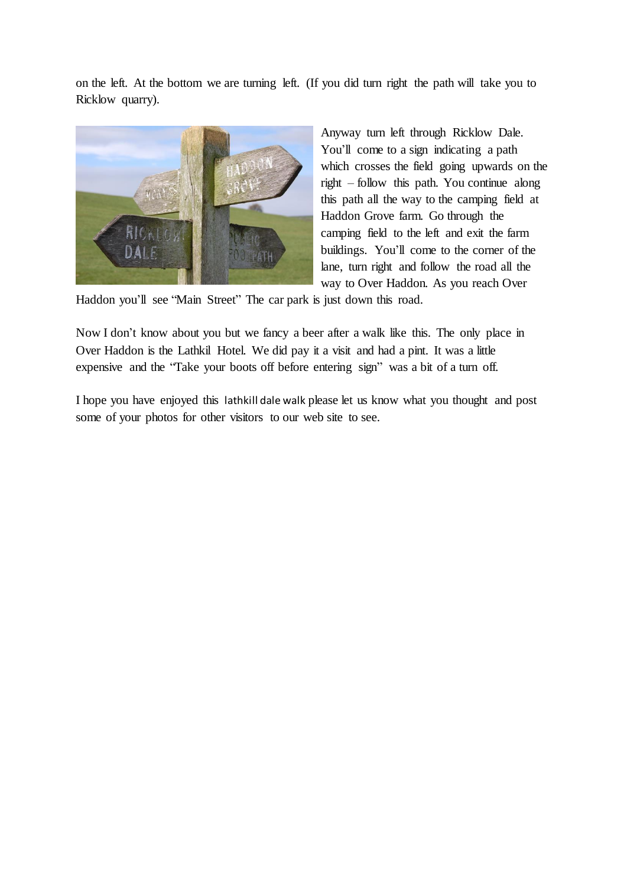on the left. At the bottom we are turning left. (If you did turn right the path will take you to Ricklow quarry).

Anyway turn left through Ricklow Dale. You'll come to a sign indicating a path which crosses the field going upwards on the right – follow this path. You continue along this path all the way to the camping field at Haddon Grove farm. Go through the camping field to the left and exit the farm buildings. You'll come to the corner of the lane, turn right and follow the road all the way to Over Haddon. As you reach Over Haddon you'll see "Main Street" The car park is just down this road.

Now I don't know about you but we fancy a beer after a walk like this. The only place in Over Haddon is the Lathkil Hotel. We did pay it a visit and had a pint. It was a little expensive and the "Take your boots off before entering sign" was a bit of a turn off.

I hope you have enjoyed this lathkill dale walk please let us know what you thought and post some of your photos for other visitors to our web site to see.